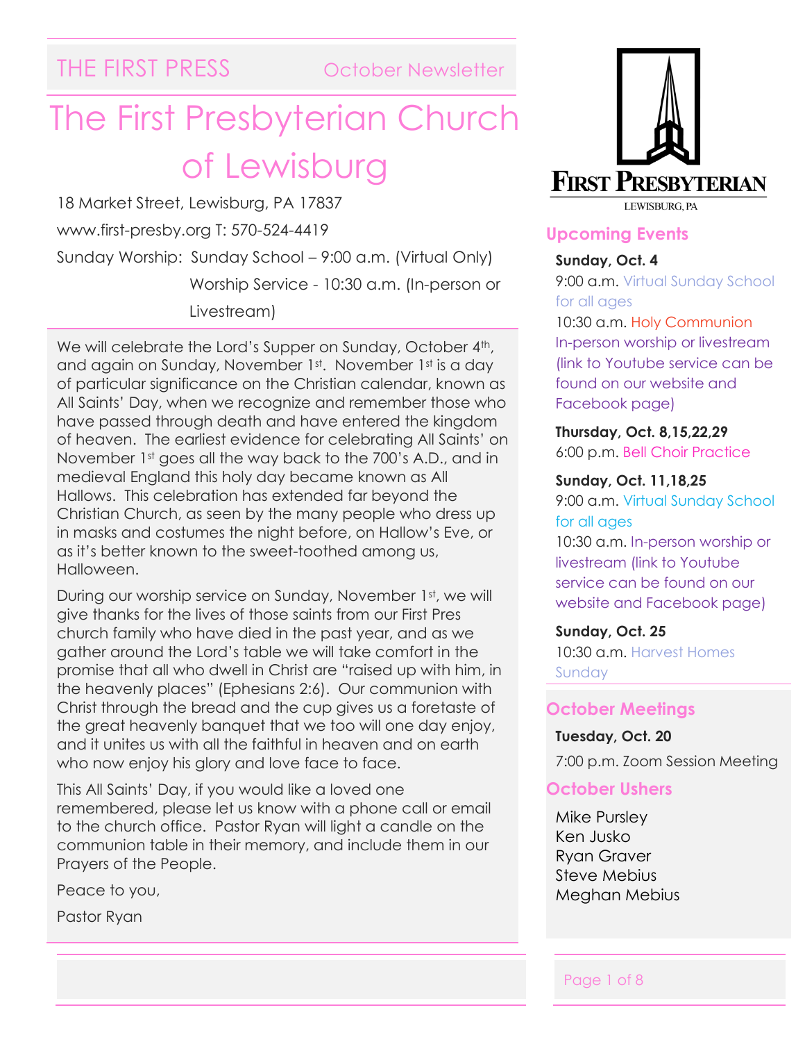THE FIRST PRESS — October Newsletter

# The First Presbyterian Church of Lewisburg

18 Market Street, Lewisburg, PA 17837

www.first-presby.org T: 570-524-4419

Sunday Worship: Sunday School – 9:00 a.m. (Virtual Only)
Worship Service - 10:30 a.m. (In-person or Livestream)

We will celebrate the Lord's Supper on Sunday, October 4th, and again on Sunday, November 1st. November 1st is a day of particular significance on the Christian calendar, known as All Saints' Day, when we recognize and remember those who have passed through death and have entered the kingdom of heaven. The earliest evidence for celebrating All Saints' on November 1st goes all the way back to the 700's A.D., and in medieval England this holy day became known as All Hallows. This celebration has extended far beyond the Christian Church, as seen by the many people who dress up in masks and costumes the night before, on Hallow's Eve, or as it's better known to the sweet-toothed among us, Halloween.

During our worship service on Sunday, November 1st, we will give thanks for the lives of those saints from our First Pres church family who have died in the past year, and as we gather around the Lord's table we will take comfort in the promise that all who dwell in Christ are "raised up with him, in the heavenly places" (Ephesians 2:6). Our communion with Christ through the bread and the cup gives us a foretaste of the great heavenly banquet that we too will one day enjoy, and it unites us with all the faithful in heaven and on earth who now enjoy his glory and love face to face.

This All Saints' Day, if you would like a loved one remembered, please let us know with a phone call or email to the church office. Pastor Ryan will light a candle on the communion table in their memory, and include them in our Prayers of the People.

Peace to you,

Pastor Ryan

FIRST PRESBYTERIAN
LEWISBURG, PA

## Upcoming Events

**Sunday, Oct. 4**
9:00 a.m. Virtual Sunday School for all ages
10:30 a.m. Holy Communion
In-person worship or livestream (link to Youtube service can be found on our website and Facebook page)

**Thursday, Oct. 8,15,22,29**
6:00 p.m. Bell Choir Practice

**Sunday, Oct. 11,18,25**
9:00 a.m. Virtual Sunday School for all ages
10:30 a.m. In-person worship or livestream (link to Youtube service can be found on our website and Facebook page)

**Sunday, Oct. 25**
10:30 a.m. Harvest Homes Sunday

## October Meetings

**Tuesday, Oct. 20**
7:00 p.m. Zoom Session Meeting

## October Ushers

Mike Pursley
Ken Jusko
Ryan Graver
Steve Mebius
Meghan Mebius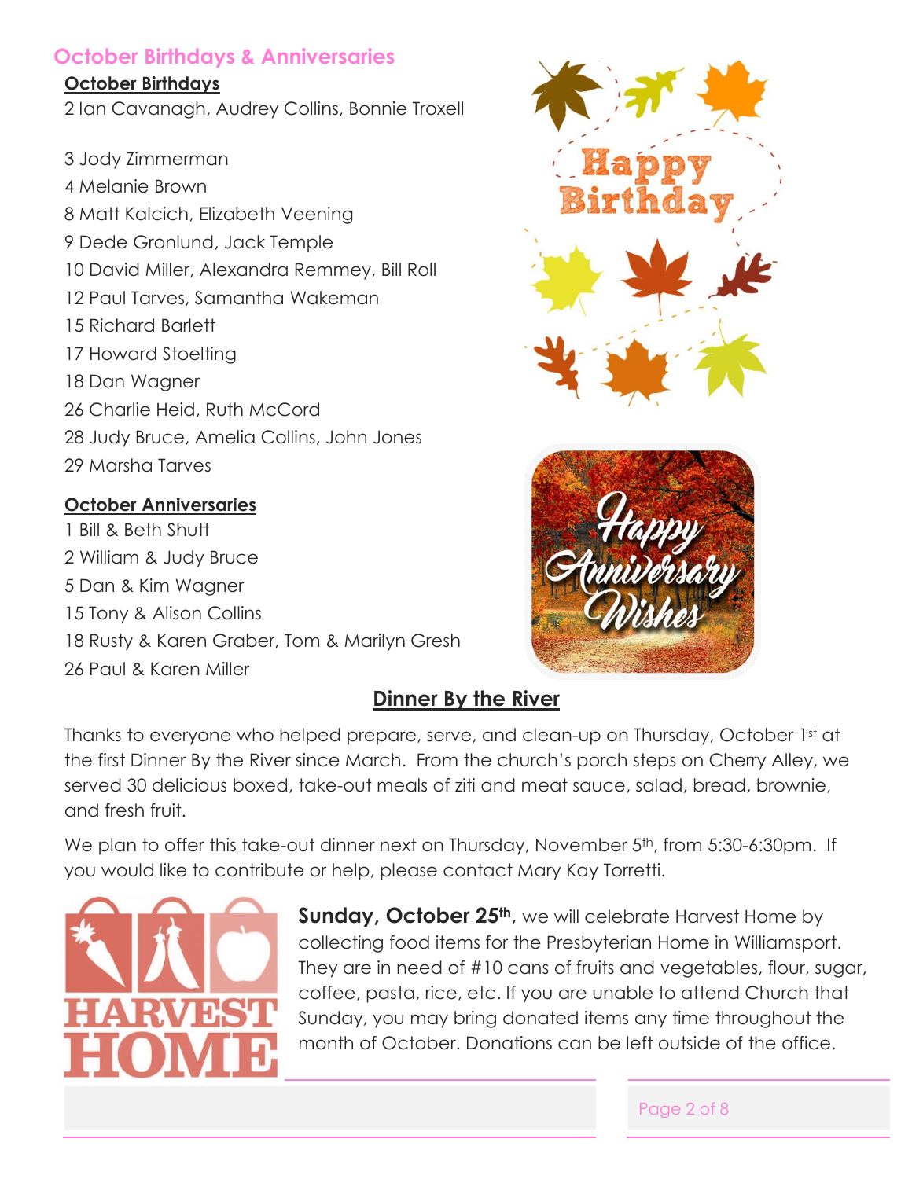## October Birthdays & Anniversaries

**October Birthdays**

2 Ian Cavanagh, Audrey Collins, Bonnie Troxell

3 Jody Zimmerman
4 Melanie Brown
8 Matt Kalcich, Elizabeth Veening
9 Dede Gronlund, Jack Temple
10 David Miller, Alexandra Remmey, Bill Roll
12 Paul Tarves, Samantha Wakeman
15 Richard Barlett
17 Howard Stoelting
18 Dan Wagner
26 Charlie Heid, Ruth McCord
28 Judy Bruce, Amelia Collins, John Jones
29 Marsha Tarves

**October Anniversaries**

1 Bill & Beth Shutt
2 William & Judy Bruce
5 Dan & Kim Wagner
15 Tony & Alison Collins
18 Rusty & Karen Graber, Tom & Marilyn Gresh
26 Paul & Karen Miller

## Dinner By the River

Thanks to everyone who helped prepare, serve, and clean-up on Thursday, October 1st at the first Dinner By the River since March. From the church's porch steps on Cherry Alley, we served 30 delicious boxed, take-out meals of ziti and meat sauce, salad, bread, brownie, and fresh fruit.

We plan to offer this take-out dinner next on Thursday, November 5th, from 5:30-6:30pm. If you would like to contribute or help, please contact Mary Kay Torretti.

**Sunday, October 25th**, we will celebrate Harvest Home by collecting food items for the Presbyterian Home in Williamsport. They are in need of #10 cans of fruits and vegetables, flour, sugar, coffee, pasta, rice, etc. If you are unable to attend Church that Sunday, you may bring donated items any time throughout the month of October. Donations can be left outside of the office.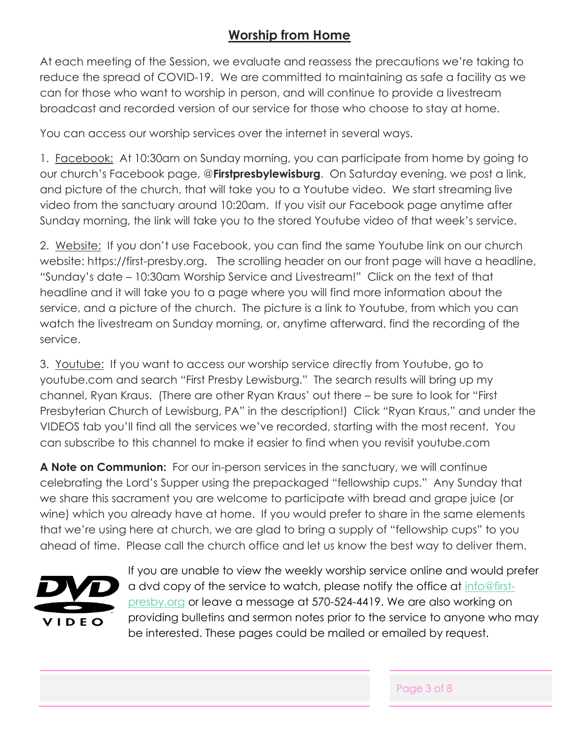# Worship from Home

At each meeting of the Session, we evaluate and reassess the precautions we're taking to reduce the spread of COVID-19. We are committed to maintaining as safe a facility as we can for those who want to worship in person, and will continue to provide a livestream broadcast and recorded version of our service for those who choose to stay at home.

You can access our worship services over the internet in several ways.

1. Facebook: At 10:30am on Sunday morning, you can participate from home by going to our church's Facebook page, @**Firstpresbylewisburg**. On Saturday evening, we post a link, and picture of the church, that will take you to a Youtube video. We start streaming live video from the sanctuary around 10:20am. If you visit our Facebook page anytime after Sunday morning, the link will take you to the stored Youtube video of that week's service.

2. Website: If you don't use Facebook, you can find the same Youtube link on our church website: https://first-presby.org. The scrolling header on our front page will have a headline, "Sunday's date – 10:30am Worship Service and Livestream!" Click on the text of that headline and it will take you to a page where you will find more information about the service, and a picture of the church. The picture is a link to Youtube, from which you can watch the livestream on Sunday morning, or, anytime afterward, find the recording of the service.

3. Youtube: If you want to access our worship service directly from Youtube, go to youtube.com and search "First Presby Lewisburg." The search results will bring up my channel, Ryan Kraus. (There are other Ryan Kraus' out there – be sure to look for "First Presbyterian Church of Lewisburg, PA" in the description!) Click "Ryan Kraus," and under the VIDEOS tab you'll find all the services we've recorded, starting with the most recent. You can subscribe to this channel to make it easier to find when you revisit youtube.com

**A Note on Communion:** For our in-person services in the sanctuary, we will continue celebrating the Lord's Supper using the prepackaged "fellowship cups." Any Sunday that we share this sacrament you are welcome to participate with bread and grape juice (or wine) which you already have at home. If you would prefer to share in the same elements that we're using here at church, we are glad to bring a supply of "fellowship cups" to you ahead of time. Please call the church office and let us know the best way to deliver them.

If you are unable to view the weekly worship service online and would prefer a dvd copy of the service to watch, please notify the office at info@first-presby.org or leave a message at 570-524-4419. We are also working on providing bulletins and sermon notes prior to the service to anyone who may be interested. These pages could be mailed or emailed by request.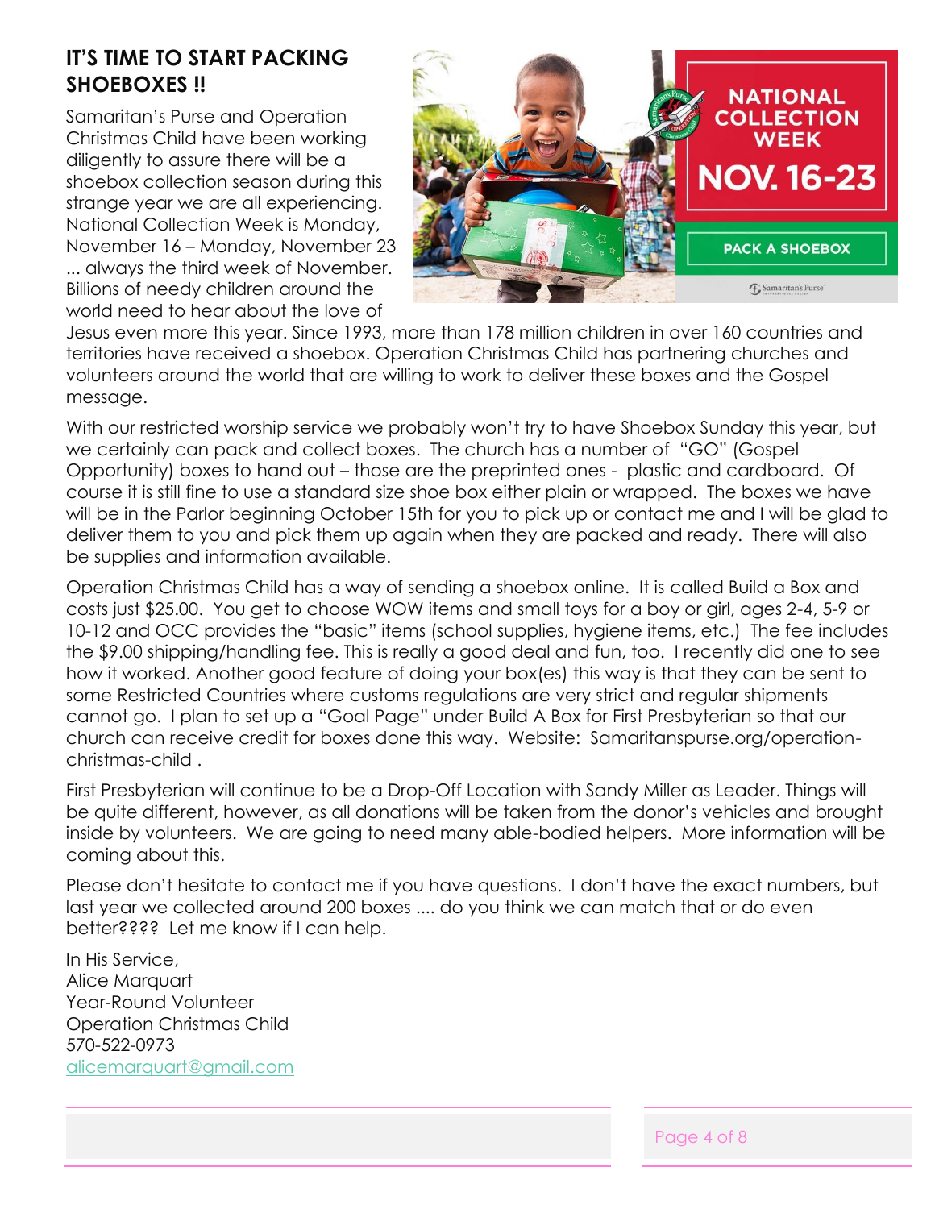## IT'S TIME TO START PACKING SHOEBOXES !!

Samaritan's Purse and Operation Christmas Child have been working diligently to assure there will be a shoebox collection season during this strange year we are all experiencing. National Collection Week is Monday, November 16 – Monday, November 23 ... always the third week of November. Billions of needy children around the world need to hear about the love of Jesus even more this year. Since 1993, more than 178 million children in over 160 countries and territories have received a shoebox. Operation Christmas Child has partnering churches and volunteers around the world that are willing to work to deliver these boxes and the Gospel message.

With our restricted worship service we probably won't try to have Shoebox Sunday this year, but we certainly can pack and collect boxes. The church has a number of "GO" (Gospel Opportunity) boxes to hand out – those are the preprinted ones - plastic and cardboard. Of course it is still fine to use a standard size shoe box either plain or wrapped. The boxes we have will be in the Parlor beginning October 15th for you to pick up or contact me and I will be glad to deliver them to you and pick them up again when they are packed and ready. There will also be supplies and information available.

Operation Christmas Child has a way of sending a shoebox online. It is called Build a Box and costs just $25.00. You get to choose WOW items and small toys for a boy or girl, ages 2-4, 5-9 or 10-12 and OCC provides the "basic" items (school supplies, hygiene items, etc.) The fee includes the $9.00 shipping/handling fee. This is really a good deal and fun, too. I recently did one to see how it worked. Another good feature of doing your box(es) this way is that they can be sent to some Restricted Countries where customs regulations are very strict and regular shipments cannot go. I plan to set up a "Goal Page" under Build A Box for First Presbyterian so that our church can receive credit for boxes done this way. Website: Samaritanspurse.org/operation-christmas-child .

First Presbyterian will continue to be a Drop-Off Location with Sandy Miller as Leader. Things will be quite different, however, as all donations will be taken from the donor's vehicles and brought inside by volunteers. We are going to need many able-bodied helpers. More information will be coming about this.

Please don't hesitate to contact me if you have questions. I don't have the exact numbers, but last year we collected around 200 boxes .... do you think we can match that or do even better???? Let me know if I can help.

In His Service,  
Alice Marquart  
Year-Round Volunteer  
Operation Christmas Child  
570-522-0973  
alicemarquart@gmail.com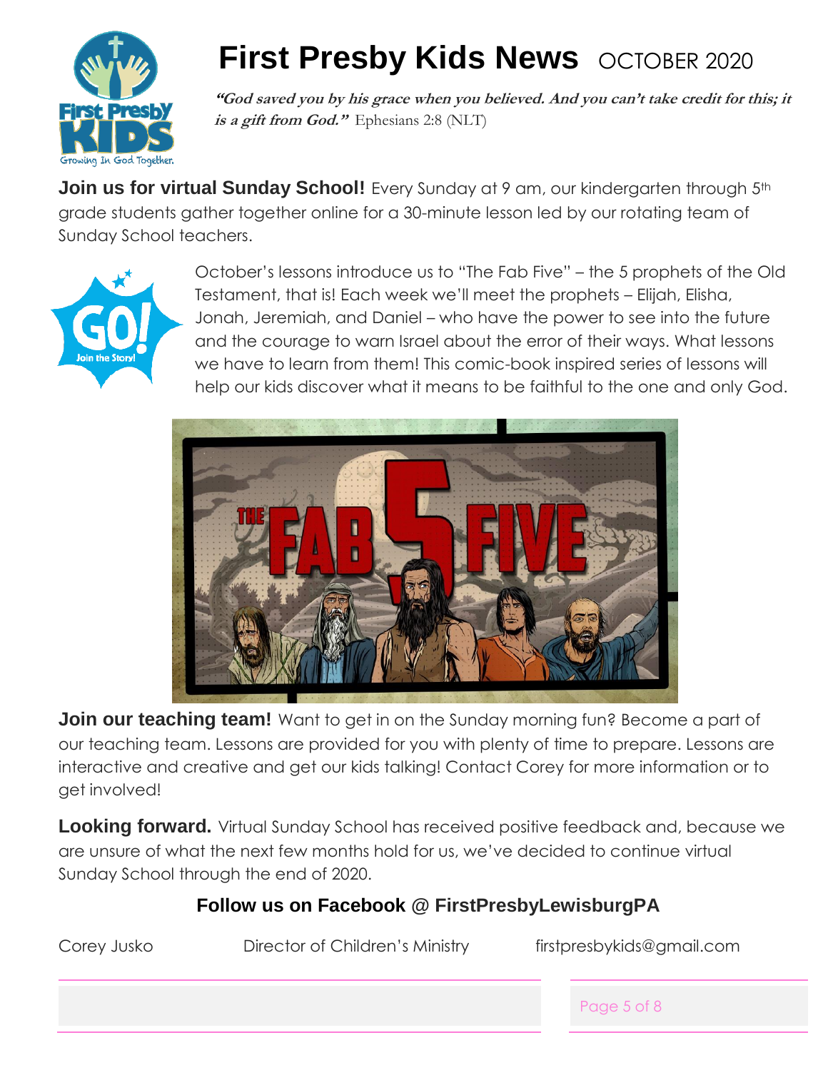# First Presby Kids News OCTOBER 2020

***"God saved you by his grace when you believed. And you can't take credit for this; it is a gift from God."*** Ephesians 2:8 (NLT)

**Join us for virtual Sunday School!** Every Sunday at 9 am, our kindergarten through 5th grade students gather together online for a 30-minute lesson led by our rotating team of Sunday School teachers.

October's lessons introduce us to "The Fab Five" – the 5 prophets of the Old Testament, that is! Each week we'll meet the prophets – Elijah, Elisha, Jonah, Jeremiah, and Daniel – who have the power to see into the future and the courage to warn Israel about the error of their ways. What lessons we have to learn from them! This comic-book inspired series of lessons will help our kids discover what it means to be faithful to the one and only God.

**Join our teaching team!** Want to get in on the Sunday morning fun? Become a part of our teaching team. Lessons are provided for you with plenty of time to prepare. Lessons are interactive and creative and get our kids talking! Contact Corey for more information or to get involved!

**Looking forward.** Virtual Sunday School has received positive feedback and, because we are unsure of what the next few months hold for us, we've decided to continue virtual Sunday School through the end of 2020.

**Follow us on Facebook @ FirstPresbyLewisburgPA**

Corey Jusko — Director of Children's Ministry — firstpresbykids@gmail.com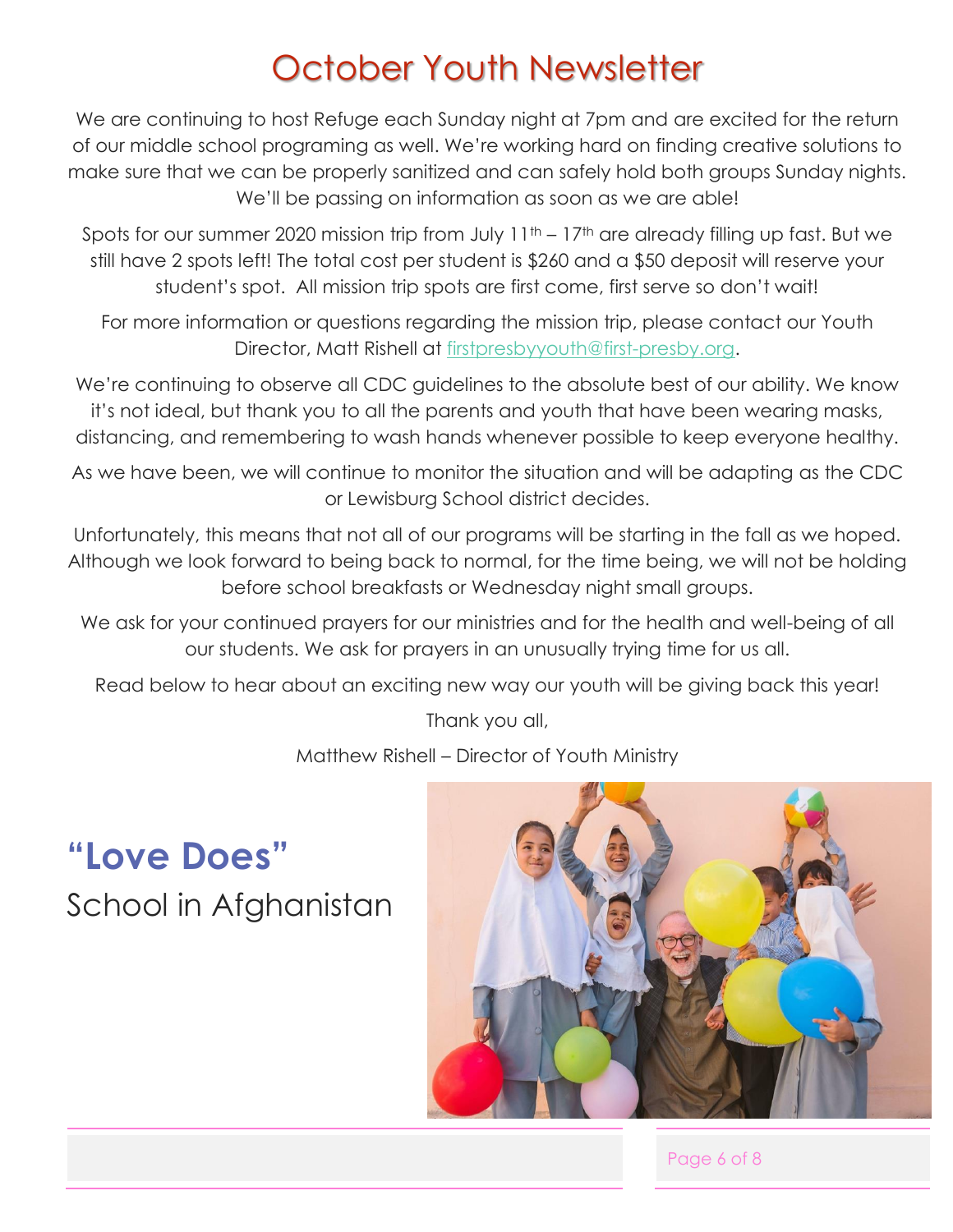# October Youth Newsletter

We are continuing to host Refuge each Sunday night at 7pm and are excited for the return of our middle school programing as well. We're working hard on finding creative solutions to make sure that we can be properly sanitized and can safely hold both groups Sunday nights. We'll be passing on information as soon as we are able!

Spots for our summer 2020 mission trip from July 11th – 17th are already filling up fast. But we still have 2 spots left! The total cost per student is $260 and a $50 deposit will reserve your student's spot. All mission trip spots are first come, first serve so don't wait!

For more information or questions regarding the mission trip, please contact our Youth Director, Matt Rishell at firstpresbyyouth@first-presby.org.

We're continuing to observe all CDC guidelines to the absolute best of our ability. We know it's not ideal, but thank you to all the parents and youth that have been wearing masks, distancing, and remembering to wash hands whenever possible to keep everyone healthy.

As we have been, we will continue to monitor the situation and will be adapting as the CDC or Lewisburg School district decides.

Unfortunately, this means that not all of our programs will be starting in the fall as we hoped. Although we look forward to being back to normal, for the time being, we will not be holding before school breakfasts or Wednesday night small groups.

We ask for your continued prayers for our ministries and for the health and well-being of all our students. We ask for prayers in an unusually trying time for us all.

Read below to hear about an exciting new way our youth will be giving back this year!

Thank you all,

Matthew Rishell – Director of Youth Ministry

## "Love Does"

School in Afghanistan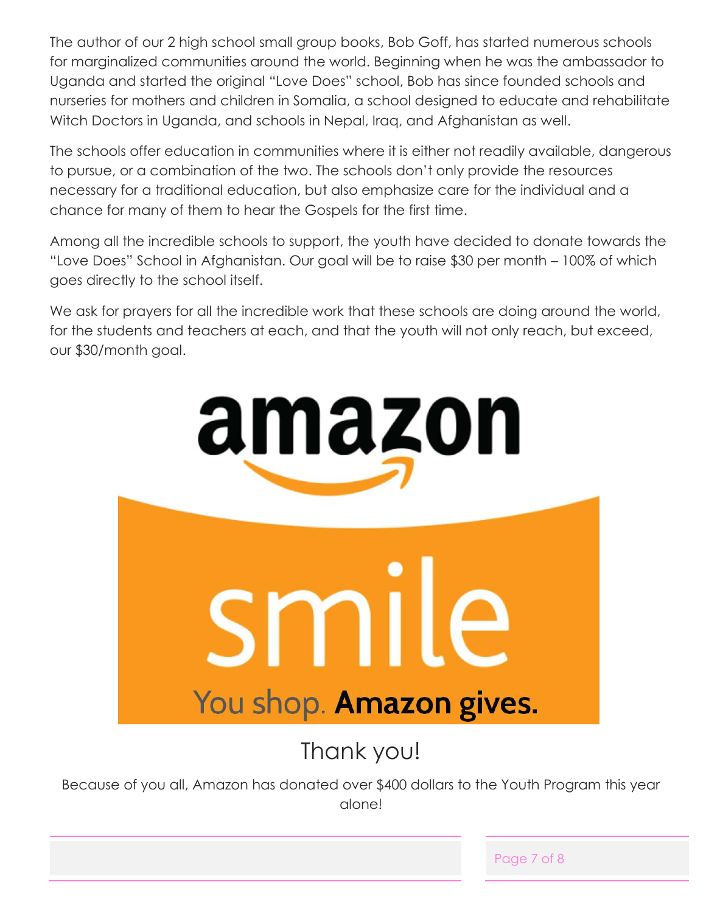The author of our 2 high school small group books, Bob Goff, has started numerous schools for marginalized communities around the world. Beginning when he was the ambassador to Uganda and started the original "Love Does" school, Bob has since founded schools and nurseries for mothers and children in Somalia, a school designed to educate and rehabilitate Witch Doctors in Uganda, and schools in Nepal, Iraq, and Afghanistan as well.

The schools offer education in communities where it is either not readily available, dangerous to pursue, or a combination of the two. The schools don't only provide the resources necessary for a traditional education, but also emphasize care for the individual and a chance for many of them to hear the Gospels for the first time.

Among all the incredible schools to support, the youth have decided to donate towards the "Love Does" School in Afghanistan. Our goal will be to raise $30 per month – 100% of which goes directly to the school itself.

We ask for prayers for all the incredible work that these schools are doing around the world, for the students and teachers at each, and that the youth will not only reach, but exceed, our $30/month goal.

amazon

smile

You shop. **Amazon gives.**

## Thank you!

Because of you all, Amazon has donated over $400 dollars to the Youth Program this year alone!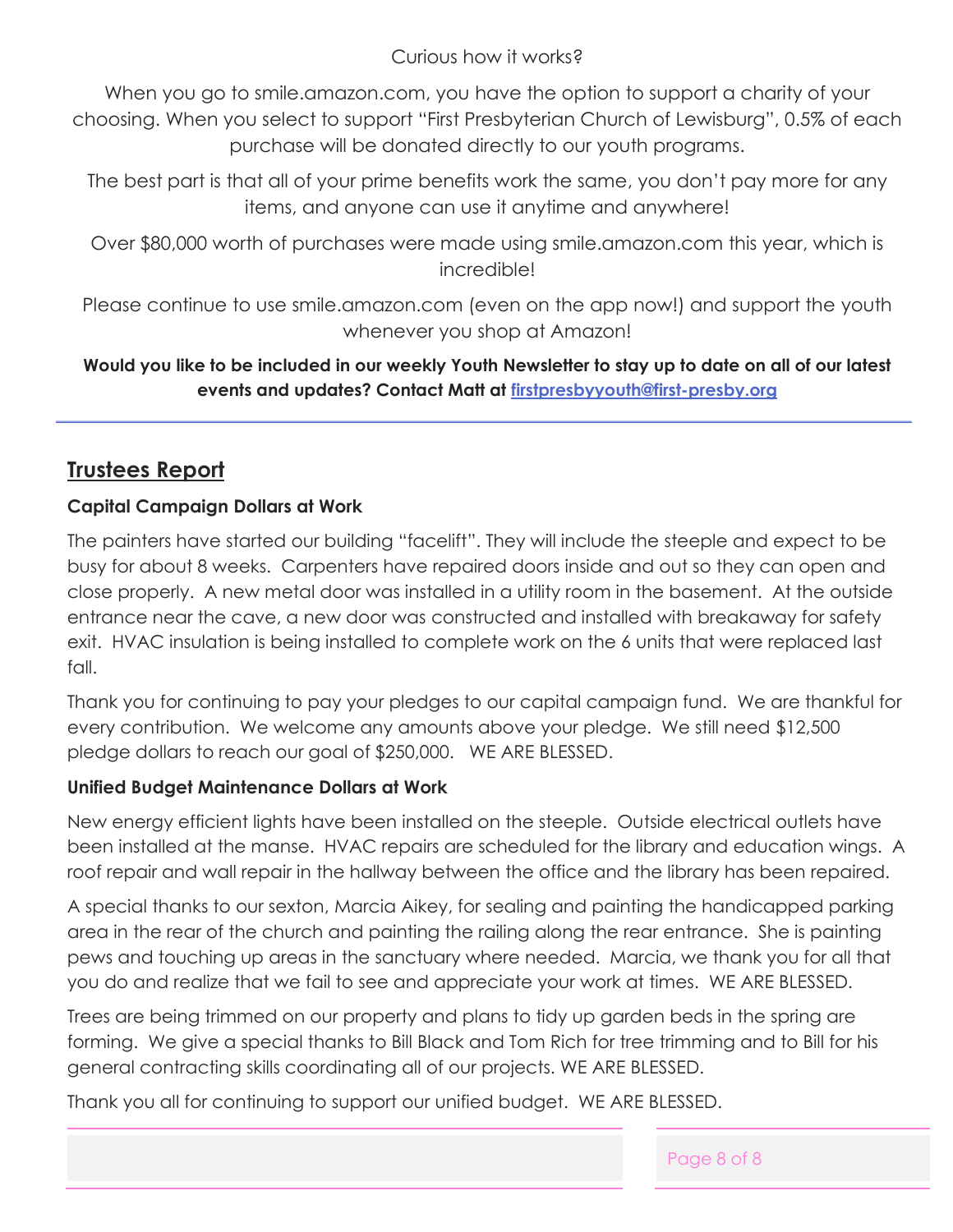Curious how it works?

When you go to smile.amazon.com, you have the option to support a charity of your choosing. When you select to support "First Presbyterian Church of Lewisburg", 0.5% of each purchase will be donated directly to our youth programs.

The best part is that all of your prime benefits work the same, you don't pay more for any items, and anyone can use it anytime and anywhere!

Over $80,000 worth of purchases were made using smile.amazon.com this year, which is incredible!

Please continue to use smile.amazon.com (even on the app now!) and support the youth whenever you shop at Amazon!

**Would you like to be included in our weekly Youth Newsletter to stay up to date on all of our latest events and updates? Contact Matt at [firstpresbyyouth@first-presby.org](mailto:firstpresbyyouth@first-presby.org)**

---

## Trustees Report

### Capital Campaign Dollars at Work

The painters have started our building "facelift". They will include the steeple and expect to be busy for about 8 weeks. Carpenters have repaired doors inside and out so they can open and close properly. A new metal door was installed in a utility room in the basement. At the outside entrance near the cave, a new door was constructed and installed with breakaway for safety exit. HVAC insulation is being installed to complete work on the 6 units that were replaced last fall.

Thank you for continuing to pay your pledges to our capital campaign fund. We are thankful for every contribution. We welcome any amounts above your pledge. We still need $12,500 pledge dollars to reach our goal of $250,000. WE ARE BLESSED.

### Unified Budget Maintenance Dollars at Work

New energy efficient lights have been installed on the steeple. Outside electrical outlets have been installed at the manse. HVAC repairs are scheduled for the library and education wings. A roof repair and wall repair in the hallway between the office and the library has been repaired.

A special thanks to our sexton, Marcia Aikey, for sealing and painting the handicapped parking area in the rear of the church and painting the railing along the rear entrance. She is painting pews and touching up areas in the sanctuary where needed. Marcia, we thank you for all that you do and realize that we fail to see and appreciate your work at times. WE ARE BLESSED.

Trees are being trimmed on our property and plans to tidy up garden beds in the spring are forming. We give a special thanks to Bill Black and Tom Rich for tree trimming and to Bill for his general contracting skills coordinating all of our projects. WE ARE BLESSED.

Thank you all for continuing to support our unified budget. WE ARE BLESSED.